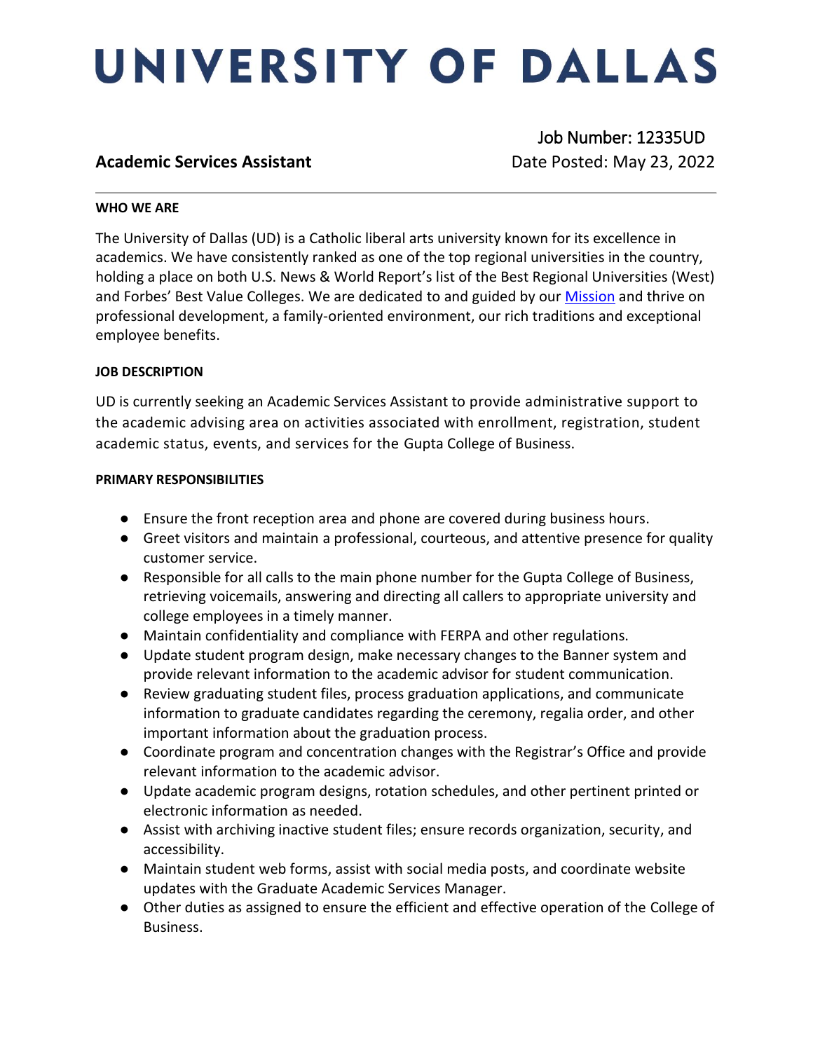# UNIVERSITY OF DALLAS

**Academic Services Assistant**

Job Number: 12335UD
Date Posted: May 23, 2022

---

**WHO WE ARE**

The University of Dallas (UD) is a Catholic liberal arts university known for its excellence in academics. We have consistently ranked as one of the top regional universities in the country, holding a place on both U.S. News & World Report's list of the Best Regional Universities (West) and Forbes' Best Value Colleges. We are dedicated to and guided by our Mission and thrive on professional development, a family-oriented environment, our rich traditions and exceptional employee benefits.

**JOB DESCRIPTION**

UD is currently seeking an Academic Services Assistant to provide administrative support to the academic advising area on activities associated with enrollment, registration, student academic status, events, and services for the Gupta College of Business.

**PRIMARY RESPONSIBILITIES**

- Ensure the front reception area and phone are covered during business hours.
- Greet visitors and maintain a professional, courteous, and attentive presence for quality customer service.
- Responsible for all calls to the main phone number for the Gupta College of Business, retrieving voicemails, answering and directing all callers to appropriate university and college employees in a timely manner.
- Maintain confidentiality and compliance with FERPA and other regulations.
- Update student program design, make necessary changes to the Banner system and provide relevant information to the academic advisor for student communication.
- Review graduating student files, process graduation applications, and communicate information to graduate candidates regarding the ceremony, regalia order, and other important information about the graduation process.
- Coordinate program and concentration changes with the Registrar's Office and provide relevant information to the academic advisor.
- Update academic program designs, rotation schedules, and other pertinent printed or electronic information as needed.
- Assist with archiving inactive student files; ensure records organization, security, and accessibility.
- Maintain student web forms, assist with social media posts, and coordinate website updates with the Graduate Academic Services Manager.
- Other duties as assigned to ensure the efficient and effective operation of the College of Business.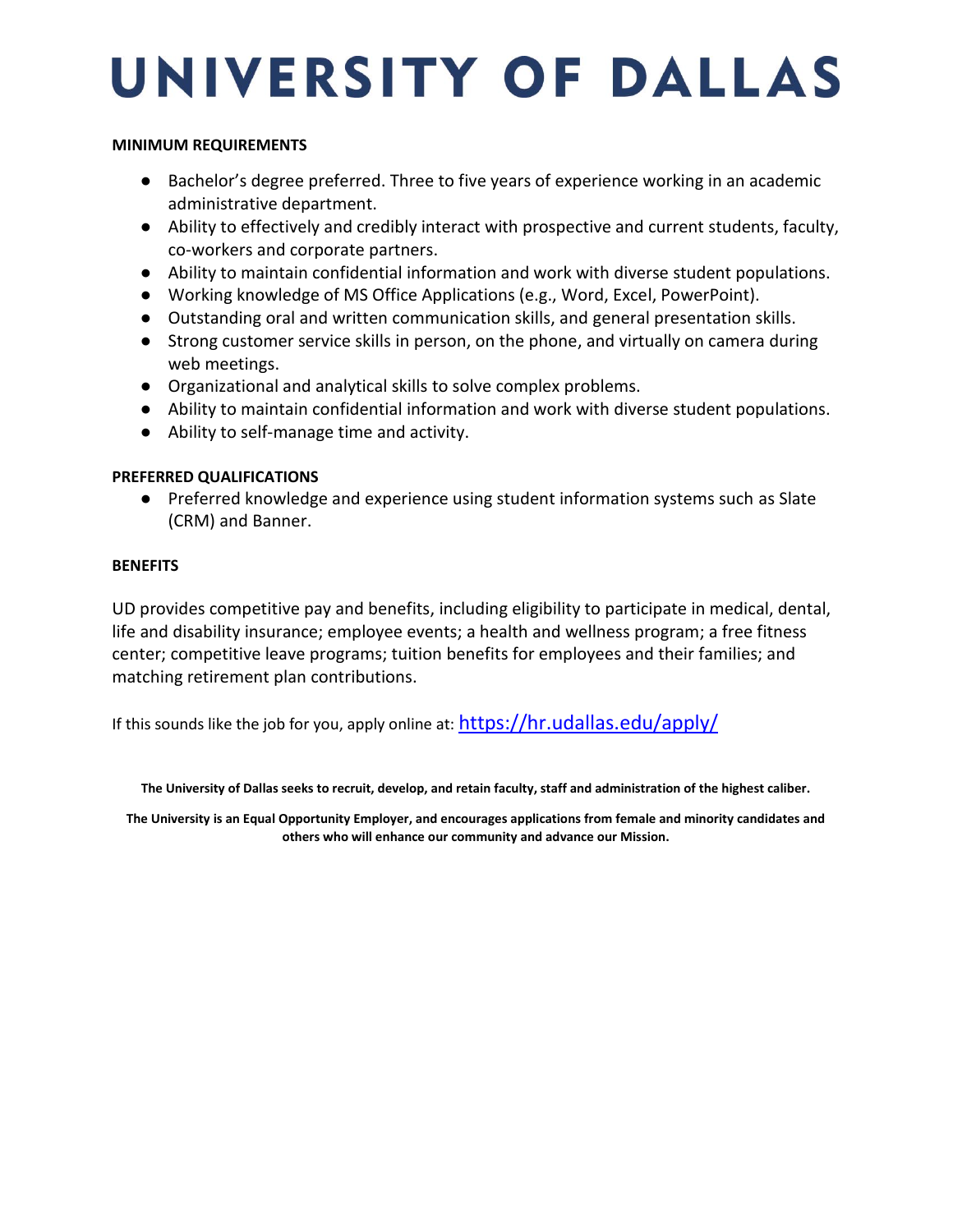# UNIVERSITY OF DALLAS

**MINIMUM REQUIREMENTS**

- Bachelor's degree preferred. Three to five years of experience working in an academic administrative department.
- Ability to effectively and credibly interact with prospective and current students, faculty, co-workers and corporate partners.
- Ability to maintain confidential information and work with diverse student populations.
- Working knowledge of MS Office Applications (e.g., Word, Excel, PowerPoint).
- Outstanding oral and written communication skills, and general presentation skills.
- Strong customer service skills in person, on the phone, and virtually on camera during web meetings.
- Organizational and analytical skills to solve complex problems.
- Ability to maintain confidential information and work with diverse student populations.
- Ability to self-manage time and activity.

**PREFERRED QUALIFICATIONS**

- Preferred knowledge and experience using student information systems such as Slate (CRM) and Banner.

**BENEFITS**

UD provides competitive pay and benefits, including eligibility to participate in medical, dental, life and disability insurance; employee events; a health and wellness program; a free fitness center; competitive leave programs; tuition benefits for employees and their families; and matching retirement plan contributions.

If this sounds like the job for you, apply online at: https://hr.udallas.edu/apply/

**The University of Dallas seeks to recruit, develop, and retain faculty, staff and administration of the highest caliber.**

**The University is an Equal Opportunity Employer, and encourages applications from female and minority candidates and others who will enhance our community and advance our Mission.**